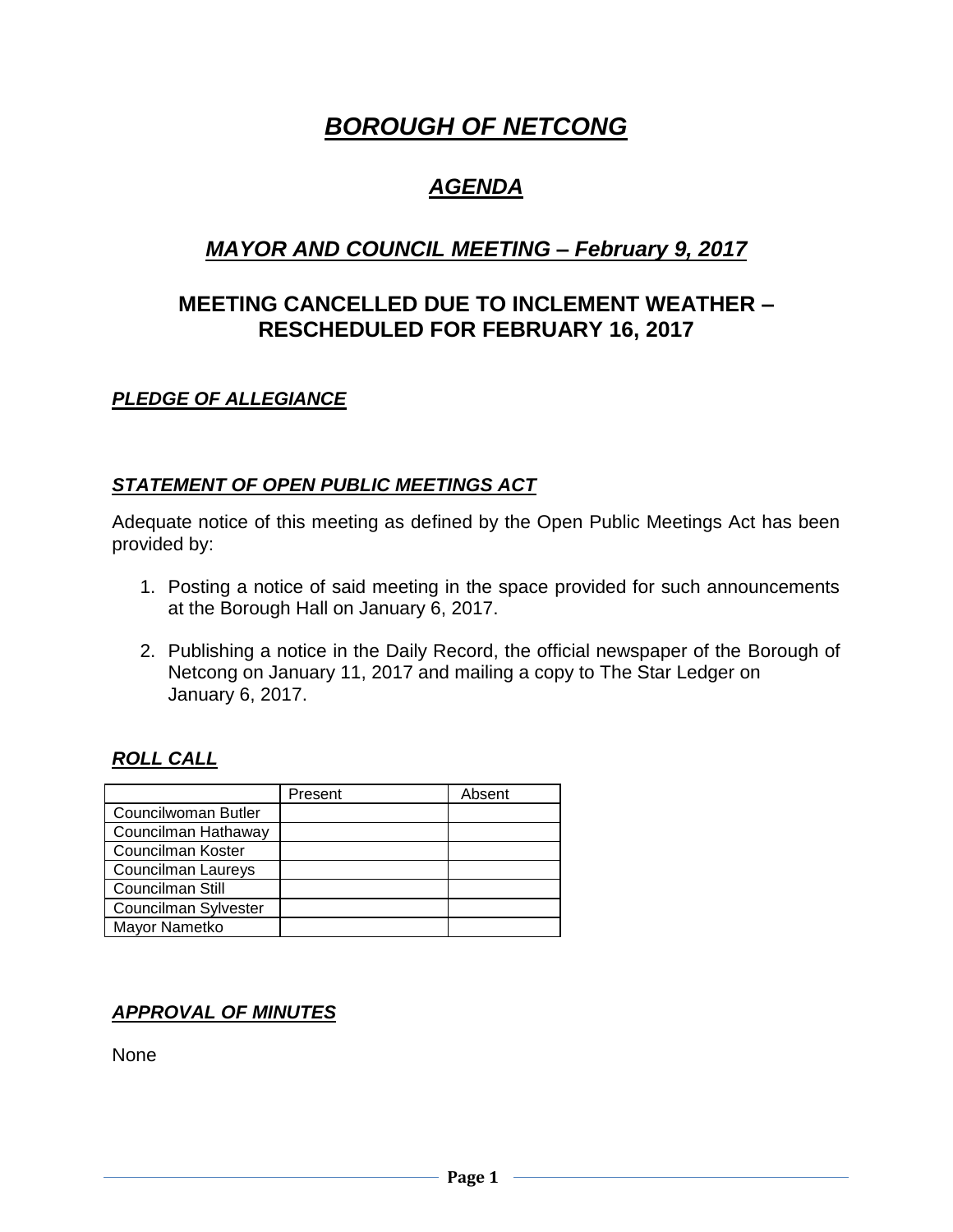# ***BOROUGH OF NETCONG***

## ***AGENDA***

## ***MAYOR AND COUNCIL MEETING – February 9, 2017***

## MEETING CANCELLED DUE TO INCLEMENT WEATHER – RESCHEDULED FOR FEBRUARY 16, 2017

### ***PLEDGE OF ALLEGIANCE***

### ***STATEMENT OF OPEN PUBLIC MEETINGS ACT***

Adequate notice of this meeting as defined by the Open Public Meetings Act has been provided by:

1. Posting a notice of said meeting in the space provided for such announcements at the Borough Hall on January 6, 2017.

2. Publishing a notice in the Daily Record, the official newspaper of the Borough of Netcong on January 11, 2017 and mailing a copy to The Star Ledger on January 6, 2017.

### ***ROLL CALL***

| | Present | Absent |
|---|---|---|
| Councilwoman Butler | | |
| Councilman Hathaway | | |
| Councilman Koster | | |
| Councilman Laureys | | |
| Councilman Still | | |
| Councilman Sylvester | | |
| Mayor Nametko | | |

### ***APPROVAL OF MINUTES***

None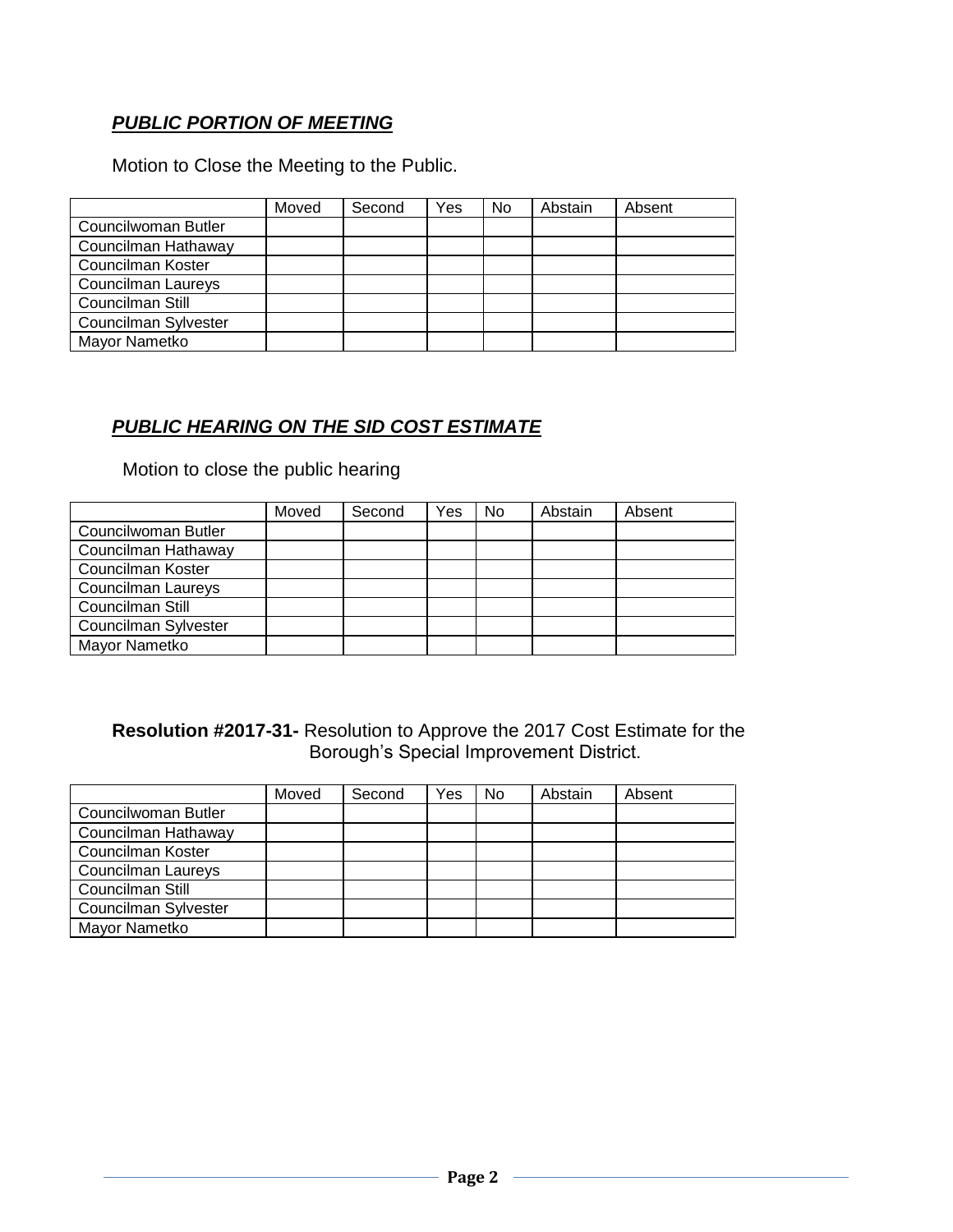***PUBLIC PORTION OF MEETING***

Motion to Close the Meeting to the Public.

| | Moved | Second | Yes | No | Abstain | Absent |
|---|---|---|---|---|---|---|
| Councilwoman Butler | | | | | | |
| Councilman Hathaway | | | | | | |
| Councilman Koster | | | | | | |
| Councilman Laureys | | | | | | |
| Councilman Still | | | | | | |
| Councilman Sylvester | | | | | | |
| Mayor Nametko | | | | | | |

***PUBLIC HEARING ON THE SID COST ESTIMATE***

Motion to close the public hearing

| | Moved | Second | Yes | No | Abstain | Absent |
|---|---|---|---|---|---|---|
| Councilwoman Butler | | | | | | |
| Councilman Hathaway | | | | | | |
| Councilman Koster | | | | | | |
| Councilman Laureys | | | | | | |
| Councilman Still | | | | | | |
| Councilman Sylvester | | | | | | |
| Mayor Nametko | | | | | | |

**Resolution #2017-31-** Resolution to Approve the 2017 Cost Estimate for the Borough's Special Improvement District.

| | Moved | Second | Yes | No | Abstain | Absent |
|---|---|---|---|---|---|---|
| Councilwoman Butler | | | | | | |
| Councilman Hathaway | | | | | | |
| Councilman Koster | | | | | | |
| Councilman Laureys | | | | | | |
| Councilman Still | | | | | | |
| Councilman Sylvester | | | | | | |
| Mayor Nametko | | | | | | |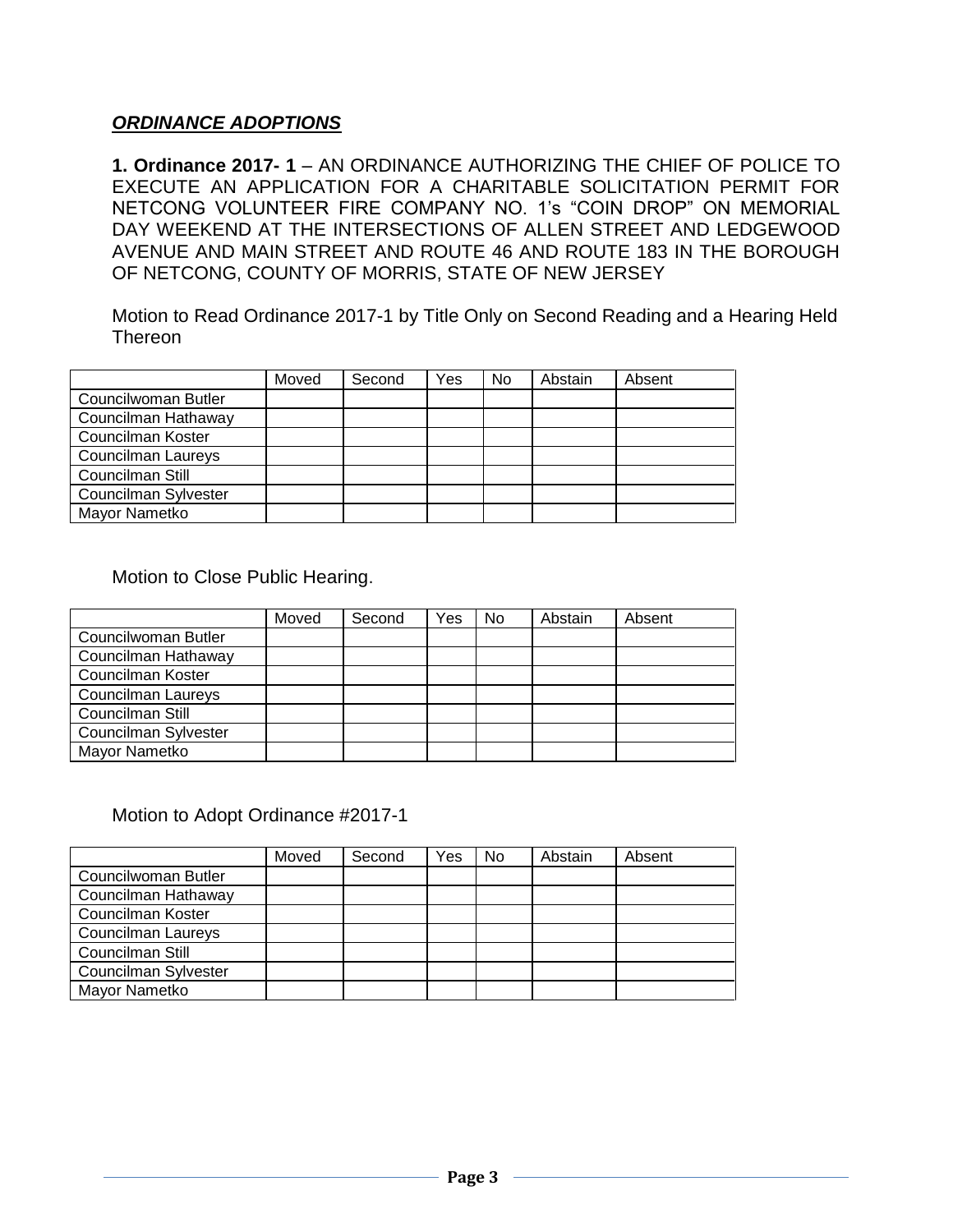## ***ORDINANCE ADOPTIONS***

**1. Ordinance 2017- 1** – AN ORDINANCE AUTHORIZING THE CHIEF OF POLICE TO EXECUTE AN APPLICATION FOR A CHARITABLE SOLICITATION PERMIT FOR NETCONG VOLUNTEER FIRE COMPANY NO. 1's "COIN DROP" ON MEMORIAL DAY WEEKEND AT THE INTERSECTIONS OF ALLEN STREET AND LEDGEWOOD AVENUE AND MAIN STREET AND ROUTE 46 AND ROUTE 183 IN THE BOROUGH OF NETCONG, COUNTY OF MORRIS, STATE OF NEW JERSEY

Motion to Read Ordinance 2017-1 by Title Only on Second Reading and a Hearing Held Thereon

| | Moved | Second | Yes | No | Abstain | Absent |
|---|---|---|---|---|---|---|
| Councilwoman Butler | | | | | | |
| Councilman Hathaway | | | | | | |
| Councilman Koster | | | | | | |
| Councilman Laureys | | | | | | |
| Councilman Still | | | | | | |
| Councilman Sylvester | | | | | | |
| Mayor Nametko | | | | | | |

Motion to Close Public Hearing.

| | Moved | Second | Yes | No | Abstain | Absent |
|---|---|---|---|---|---|---|
| Councilwoman Butler | | | | | | |
| Councilman Hathaway | | | | | | |
| Councilman Koster | | | | | | |
| Councilman Laureys | | | | | | |
| Councilman Still | | | | | | |
| Councilman Sylvester | | | | | | |
| Mayor Nametko | | | | | | |

Motion to Adopt Ordinance #2017-1

| | Moved | Second | Yes | No | Abstain | Absent |
|---|---|---|---|---|---|---|
| Councilwoman Butler | | | | | | |
| Councilman Hathaway | | | | | | |
| Councilman Koster | | | | | | |
| Councilman Laureys | | | | | | |
| Councilman Still | | | | | | |
| Councilman Sylvester | | | | | | |
| Mayor Nametko | | | | | | |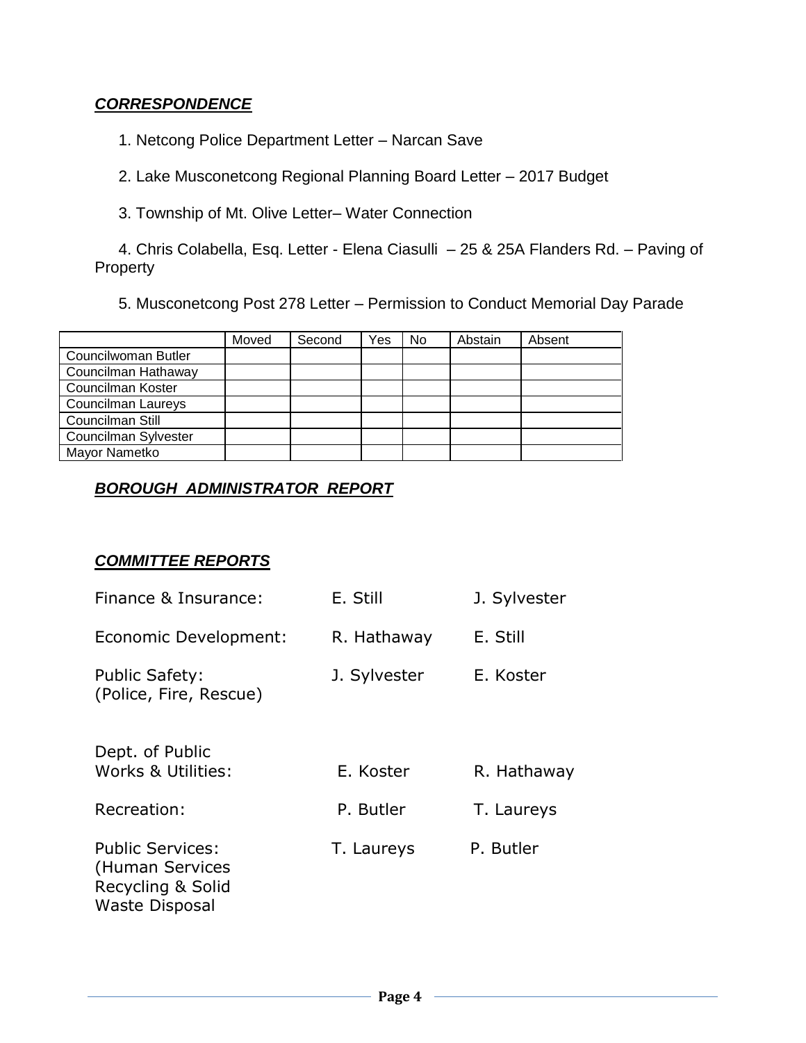***CORRESPONDENCE***

1. Netcong Police Department Letter – Narcan Save

2. Lake Musconetcong Regional Planning Board Letter – 2017 Budget

3. Township of Mt. Olive Letter– Water Connection

4. Chris Colabella, Esq. Letter - Elena Ciasulli – 25 & 25A Flanders Rd. – Paving of Property

5. Musconetcong Post 278 Letter – Permission to Conduct Memorial Day Parade

| | Moved | Second | Yes | No | Abstain | Absent |
|---|---|---|---|---|---|---|
| Councilwoman Butler | | | | | | |
| Councilman Hathaway | | | | | | |
| Councilman Koster | | | | | | |
| Councilman Laureys | | | | | | |
| Councilman Still | | | | | | |
| Councilman Sylvester | | | | | | |
| Mayor Nametko | | | | | | |

***BOROUGH ADMINISTRATOR REPORT***

***COMMITTEE REPORTS***

| | | |
|---|---|---|
| Finance & Insurance: | E. Still | J. Sylvester |
| Economic Development: | R. Hathaway | E. Still |
| Public Safety: (Police, Fire, Rescue) | J. Sylvester | E. Koster |
| Dept. of Public Works & Utilities: | E. Koster | R. Hathaway |
| Recreation: | P. Butler | T. Laureys |
| Public Services: (Human Services Recycling & Solid Waste Disposal | T. Laureys | P. Butler |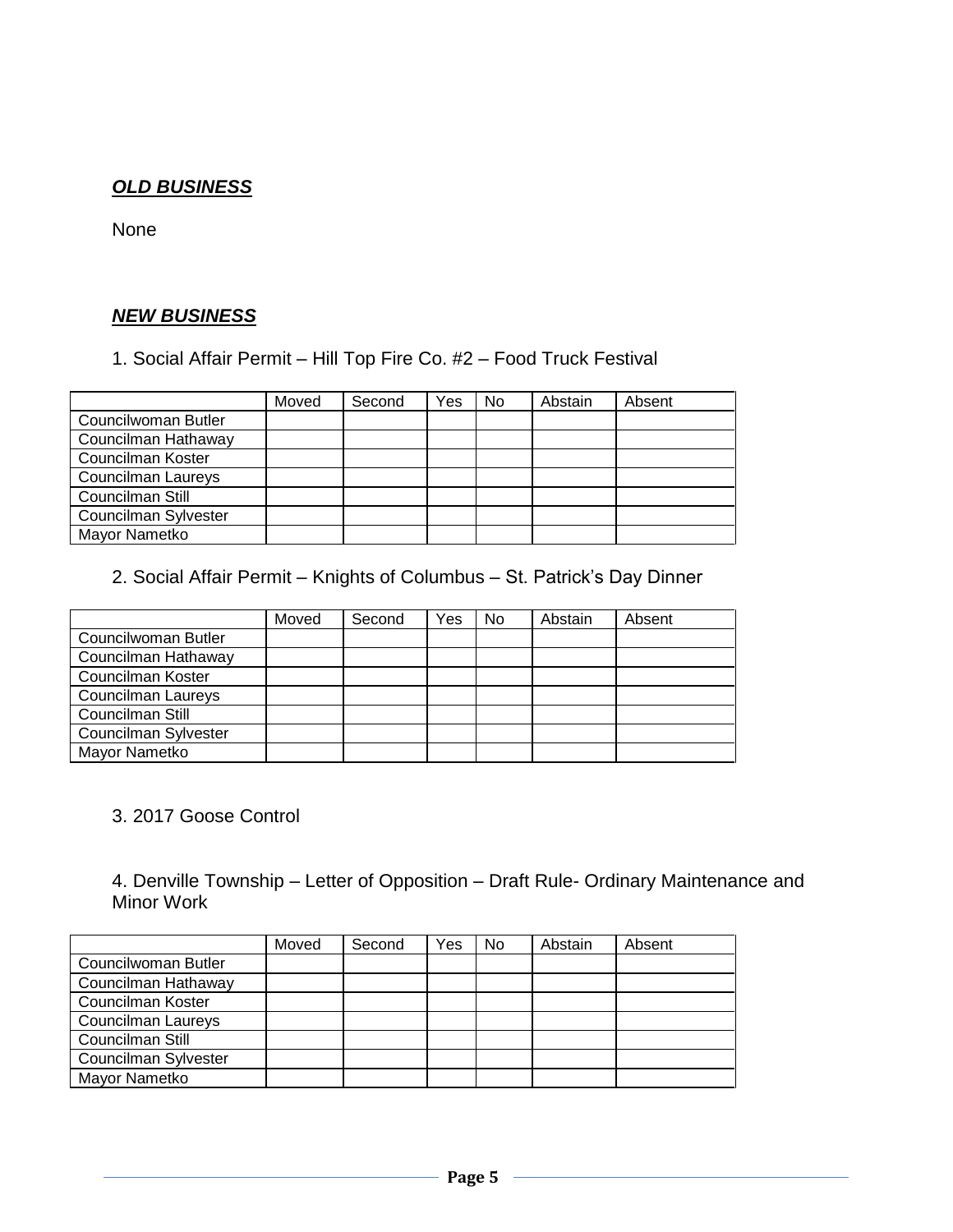***OLD BUSINESS***

None

***NEW BUSINESS***

1. Social Affair Permit – Hill Top Fire Co. #2 – Food Truck Festival

| | Moved | Second | Yes | No | Abstain | Absent |
|---|---|---|---|---|---|---|
| Councilwoman Butler | | | | | | |
| Councilman Hathaway | | | | | | |
| Councilman Koster | | | | | | |
| Councilman Laureys | | | | | | |
| Councilman Still | | | | | | |
| Councilman Sylvester | | | | | | |
| Mayor Nametko | | | | | | |

2. Social Affair Permit – Knights of Columbus – St. Patrick's Day Dinner

| | Moved | Second | Yes | No | Abstain | Absent |
|---|---|---|---|---|---|---|
| Councilwoman Butler | | | | | | |
| Councilman Hathaway | | | | | | |
| Councilman Koster | | | | | | |
| Councilman Laureys | | | | | | |
| Councilman Still | | | | | | |
| Councilman Sylvester | | | | | | |
| Mayor Nametko | | | | | | |

3. 2017 Goose Control

4. Denville Township – Letter of Opposition – Draft Rule- Ordinary Maintenance and Minor Work

| | Moved | Second | Yes | No | Abstain | Absent |
|---|---|---|---|---|---|---|
| Councilwoman Butler | | | | | | |
| Councilman Hathaway | | | | | | |
| Councilman Koster | | | | | | |
| Councilman Laureys | | | | | | |
| Councilman Still | | | | | | |
| Councilman Sylvester | | | | | | |
| Mayor Nametko | | | | | | |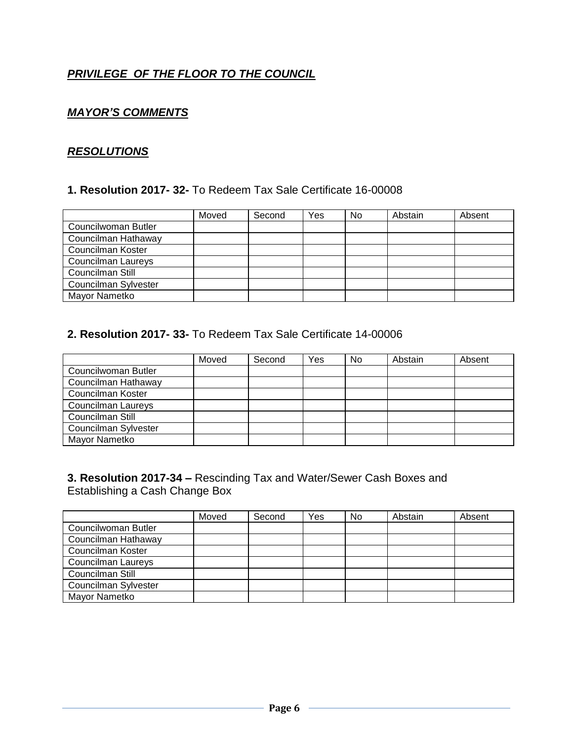***PRIVILEGE OF THE FLOOR TO THE COUNCIL***

***MAYOR'S COMMENTS***

***RESOLUTIONS***

**1. Resolution 2017- 32-** To Redeem Tax Sale Certificate 16-00008

| | Moved | Second | Yes | No | Abstain | Absent |
|---|---|---|---|---|---|---|
| Councilwoman Butler | | | | | | |
| Councilman Hathaway | | | | | | |
| Councilman Koster | | | | | | |
| Councilman Laureys | | | | | | |
| Councilman Still | | | | | | |
| Councilman Sylvester | | | | | | |
| Mayor Nametko | | | | | | |

**2. Resolution 2017- 33-** To Redeem Tax Sale Certificate 14-00006

| | Moved | Second | Yes | No | Abstain | Absent |
|---|---|---|---|---|---|---|
| Councilwoman Butler | | | | | | |
| Councilman Hathaway | | | | | | |
| Councilman Koster | | | | | | |
| Councilman Laureys | | | | | | |
| Councilman Still | | | | | | |
| Councilman Sylvester | | | | | | |
| Mayor Nametko | | | | | | |

**3. Resolution 2017-34 –** Rescinding Tax and Water/Sewer Cash Boxes and Establishing a Cash Change Box

| | Moved | Second | Yes | No | Abstain | Absent |
|---|---|---|---|---|---|---|
| Councilwoman Butler | | | | | | |
| Councilman Hathaway | | | | | | |
| Councilman Koster | | | | | | |
| Councilman Laureys | | | | | | |
| Councilman Still | | | | | | |
| Councilman Sylvester | | | | | | |
| Mayor Nametko | | | | | | |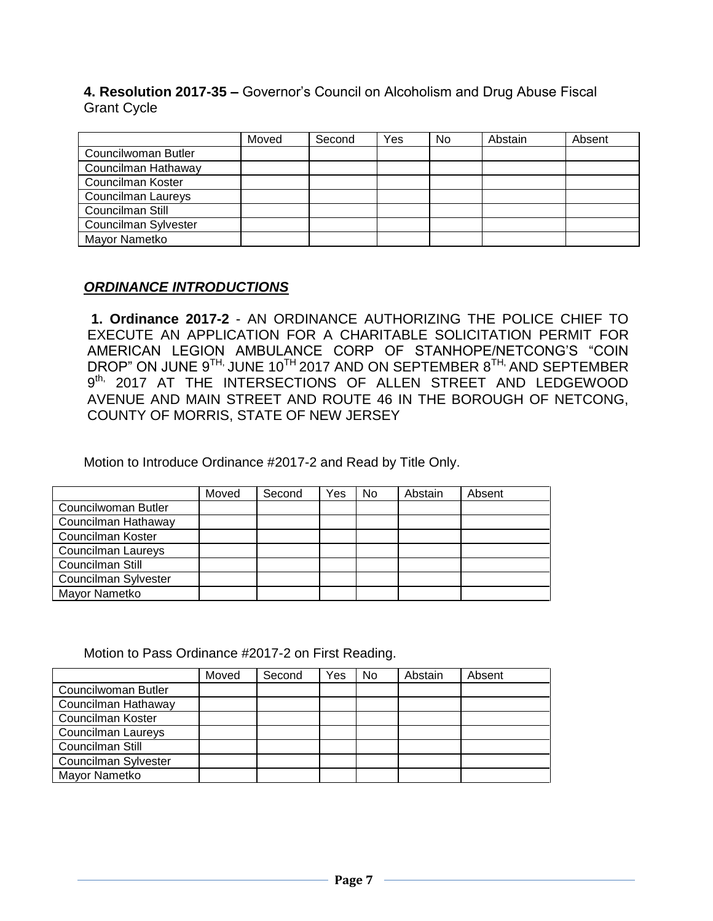**4. Resolution 2017-35 –** Governor's Council on Alcoholism and Drug Abuse Fiscal Grant Cycle

| | Moved | Second | Yes | No | Abstain | Absent |
|---|---|---|---|---|---|---|
| Councilwoman Butler | | | | | | |
| Councilman Hathaway | | | | | | |
| Councilman Koster | | | | | | |
| Councilman Laureys | | | | | | |
| Councilman Still | | | | | | |
| Councilman Sylvester | | | | | | |
| Mayor Nametko | | | | | | |

***ORDINANCE INTRODUCTIONS***

**1. Ordinance 2017-2** - AN ORDINANCE AUTHORIZING THE POLICE CHIEF TO EXECUTE AN APPLICATION FOR A CHARITABLE SOLICITATION PERMIT FOR AMERICAN LEGION AMBULANCE CORP OF STANHOPE/NETCONG'S "COIN DROP" ON JUNE 9TH, JUNE 10TH 2017 AND ON SEPTEMBER 8TH, AND SEPTEMBER 9th, 2017 AT THE INTERSECTIONS OF ALLEN STREET AND LEDGEWOOD AVENUE AND MAIN STREET AND ROUTE 46 IN THE BOROUGH OF NETCONG, COUNTY OF MORRIS, STATE OF NEW JERSEY

Motion to Introduce Ordinance #2017-2 and Read by Title Only.

| | Moved | Second | Yes | No | Abstain | Absent |
|---|---|---|---|---|---|---|
| Councilwoman Butler | | | | | | |
| Councilman Hathaway | | | | | | |
| Councilman Koster | | | | | | |
| Councilman Laureys | | | | | | |
| Councilman Still | | | | | | |
| Councilman Sylvester | | | | | | |
| Mayor Nametko | | | | | | |

Motion to Pass Ordinance #2017-2 on First Reading.

| | Moved | Second | Yes | No | Abstain | Absent |
|---|---|---|---|---|---|---|
| Councilwoman Butler | | | | | | |
| Councilman Hathaway | | | | | | |
| Councilman Koster | | | | | | |
| Councilman Laureys | | | | | | |
| Councilman Still | | | | | | |
| Councilman Sylvester | | | | | | |
| Mayor Nametko | | | | | | |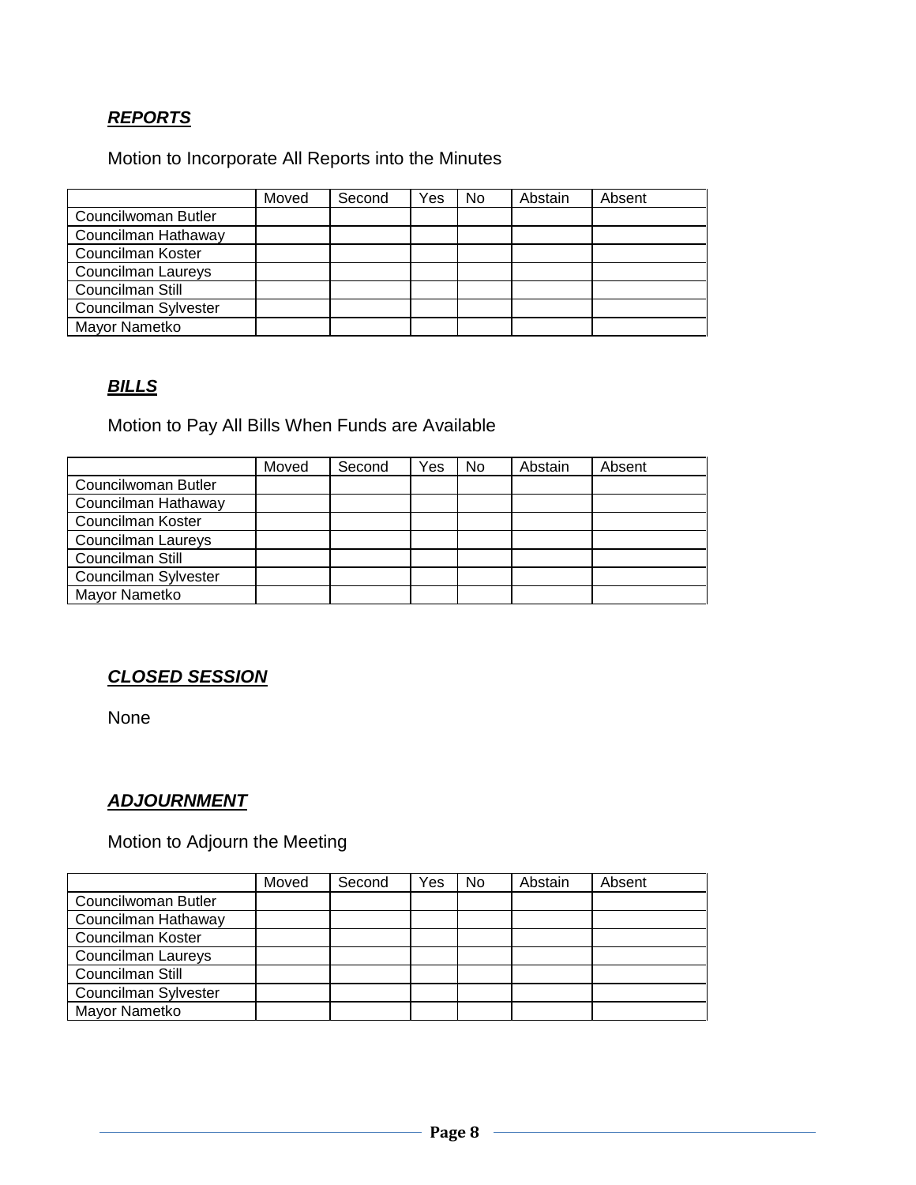***REPORTS***

Motion to Incorporate All Reports into the Minutes

| | Moved | Second | Yes | No | Abstain | Absent |
|---|---|---|---|---|---|---|
| Councilwoman Butler | | | | | | |
| Councilman Hathaway | | | | | | |
| Councilman Koster | | | | | | |
| Councilman Laureys | | | | | | |
| Councilman Still | | | | | | |
| Councilman Sylvester | | | | | | |
| Mayor Nametko | | | | | | |

***BILLS***

Motion to Pay All Bills When Funds are Available

| | Moved | Second | Yes | No | Abstain | Absent |
|---|---|---|---|---|---|---|
| Councilwoman Butler | | | | | | |
| Councilman Hathaway | | | | | | |
| Councilman Koster | | | | | | |
| Councilman Laureys | | | | | | |
| Councilman Still | | | | | | |
| Councilman Sylvester | | | | | | |
| Mayor Nametko | | | | | | |

***CLOSED SESSION***

None

***ADJOURNMENT***

Motion to Adjourn the Meeting

| | Moved | Second | Yes | No | Abstain | Absent |
|---|---|---|---|---|---|---|
| Councilwoman Butler | | | | | | |
| Councilman Hathaway | | | | | | |
| Councilman Koster | | | | | | |
| Councilman Laureys | | | | | | |
| Councilman Still | | | | | | |
| Councilman Sylvester | | | | | | |
| Mayor Nametko | | | | | | |